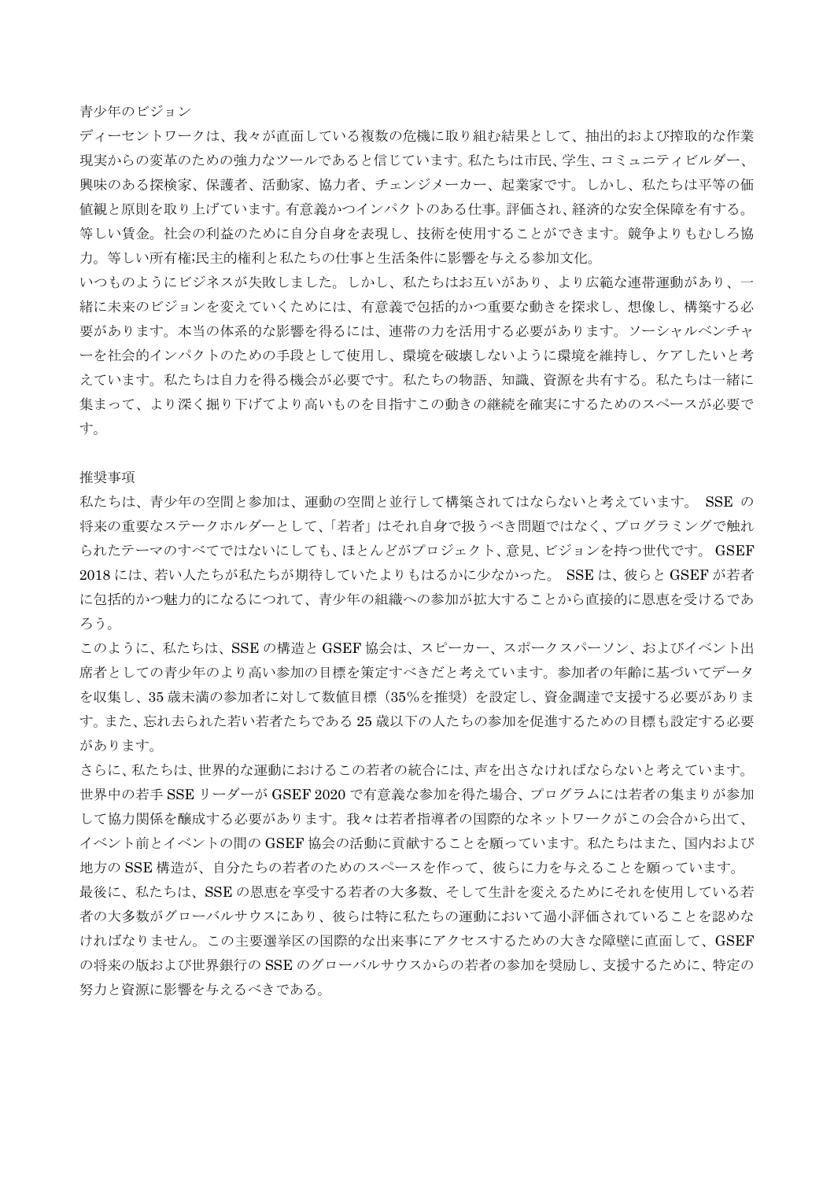## 青少年のビジョン

ディーセントワークは、我々が直面している複数の危機に取り組む結果として、抽出的および搾取的な作業現実からの変革のための強力なツールであると信じています。私たちは市民、学生、コミュニティビルダー、興味のある探検家、保護者、活動家、協力者、チェンジメーカー、起業家です。しかし、私たちは平等の価値観と原則を取り上げています。有意義かつインパクトのある仕事。評価され、経済的な安全保障を有する。等しい賃金。社会の利益のために自分自身を表現し、技術を使用することができます。競争よりもむしろ協力。等しい所有権;民主的権利と私たちの仕事と生活条件に影響を与える参加文化。

いつものようにビジネスが失敗しました。しかし、私たちはお互いがあり、より広範な連帯運動があり、一緒に未来のビジョンを変えていくためには、有意義で包括的かつ重要な動きを探求し、想像し、構築する必要があります。本当の体系的な影響を得るには、連帯の力を活用する必要があります。ソーシャルベンチャーを社会的インパクトのための手段として使用し、環境を破壊しないように環境を維持し、ケアしたいと考えています。私たちは自力を得る機会が必要です。私たちの物語、知識、資源を共有する。私たちは一緒に集まって、より深く掘り下げてより高いものを目指すこの動きの継続を確実にするためのスペースが必要です。

## 推奨事項

私たちは、青少年の空間と参加は、運動の空間と並行して構築されてはならないと考えています。 SSE の将来の重要なステークホルダーとして、「若者」はそれ自身で扱うべき問題ではなく、プログラミングで触れられたテーマのすべてではないにしても、ほとんどがプロジェクト、意見、ビジョンを持つ世代です。 GSEF 2018 には、若い人たちが私たちが期待していたよりもはるかに少なかった。 SSE は、彼らと GSEF が若者に包括的かつ魅力的になるにつれて、青少年の組織への参加が拡大することから直接的に恩恵を受けるであろう。

このように、私たちは、SSE の構造と GSEF 協会は、スピーカー、スポークスパーソン、およびイベント出席者としての青少年のより高い参加の目標を策定すべきだと考えています。参加者の年齢に基づいてデータを収集し、35 歳未満の参加者に対して数値目標（35%を推奨）を設定し、資金調達で支援する必要があります。また、忘れ去られた若い若者たちである 25 歳以下の人たちの参加を促進するための目標も設定する必要があります。

さらに、私たちは、世界的な運動におけるこの若者の統合には、声を出さなければならないと考えています。世界中の若手 SSE リーダーが GSEF 2020 で有意義な参加を得た場合、プログラムには若者の集まりが参加して協力関係を醸成する必要があります。我々は若者指導者の国際的なネットワークがこの会合から出て、イベント前とイベントの間の GSEF 協会の活動に貢献することを願っています。私たちはまた、国内および地方の SSE 構造が、自分たちの若者のためのスペースを作って、彼らに力を与えることを願っています。

最後に、私たちは、SSE の恩恵を享受する若者の大多数、そして生計を変えるためにそれを使用している若者の大多数がグローバルサウスにあり、彼らは特に私たちの運動において過小評価されていることを認めなければなりません。この主要選挙区の国際的な出来事にアクセスするための大きな障壁に直面して、GSEF の将来の版および世界銀行の SSE のグローバルサウスからの若者の参加を奨励し、支援するために、特定の努力と資源に影響を与えるべきである。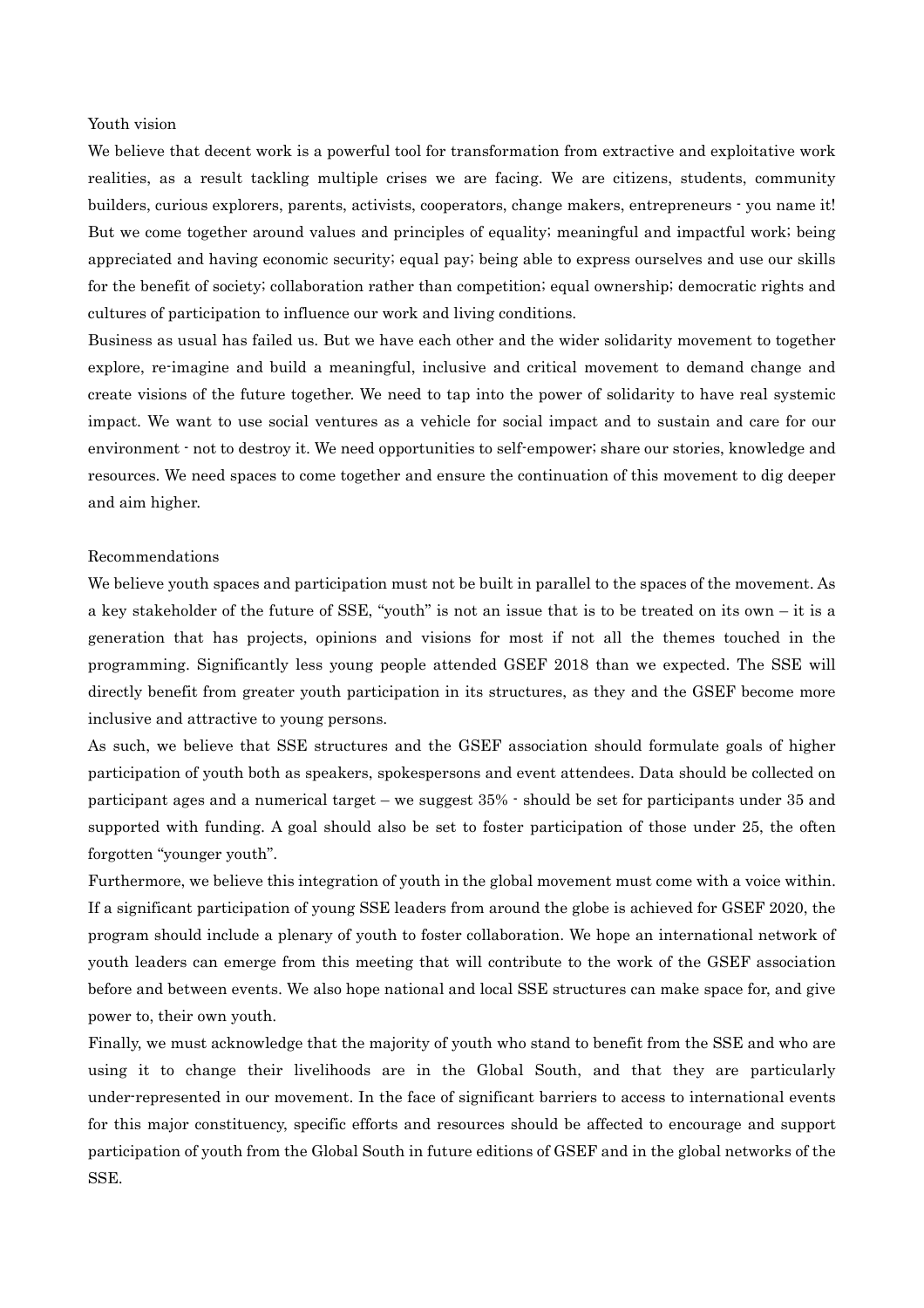## Youth vision

We believe that decent work is a powerful tool for transformation from extractive and exploitative work realities, as a result tackling multiple crises we are facing. We are citizens, students, community builders, curious explorers, parents, activists, cooperators, change makers, entrepreneurs - you name it! But we come together around values and principles of equality; meaningful and impactful work; being appreciated and having economic security; equal pay; being able to express ourselves and use our skills for the benefit of society; collaboration rather than competition; equal ownership; democratic rights and cultures of participation to influence our work and living conditions.

Business as usual has failed us. But we have each other and the wider solidarity movement to together explore, re-imagine and build a meaningful, inclusive and critical movement to demand change and create visions of the future together. We need to tap into the power of solidarity to have real systemic impact. We want to use social ventures as a vehicle for social impact and to sustain and care for our environment - not to destroy it. We need opportunities to self-empower; share our stories, knowledge and resources. We need spaces to come together and ensure the continuation of this movement to dig deeper and aim higher.

## Recommendations

We believe youth spaces and participation must not be built in parallel to the spaces of the movement. As a key stakeholder of the future of SSE, "youth" is not an issue that is to be treated on its own – it is a generation that has projects, opinions and visions for most if not all the themes touched in the programming. Significantly less young people attended GSEF 2018 than we expected. The SSE will directly benefit from greater youth participation in its structures, as they and the GSEF become more inclusive and attractive to young persons.

As such, we believe that SSE structures and the GSEF association should formulate goals of higher participation of youth both as speakers, spokespersons and event attendees. Data should be collected on participant ages and a numerical target – we suggest 35% - should be set for participants under 35 and supported with funding. A goal should also be set to foster participation of those under 25, the often forgotten "younger youth".

Furthermore, we believe this integration of youth in the global movement must come with a voice within. If a significant participation of young SSE leaders from around the globe is achieved for GSEF 2020, the program should include a plenary of youth to foster collaboration. We hope an international network of youth leaders can emerge from this meeting that will contribute to the work of the GSEF association before and between events. We also hope national and local SSE structures can make space for, and give power to, their own youth.

Finally, we must acknowledge that the majority of youth who stand to benefit from the SSE and who are using it to change their livelihoods are in the Global South, and that they are particularly under-represented in our movement. In the face of significant barriers to access to international events for this major constituency, specific efforts and resources should be affected to encourage and support participation of youth from the Global South in future editions of GSEF and in the global networks of the SSE.